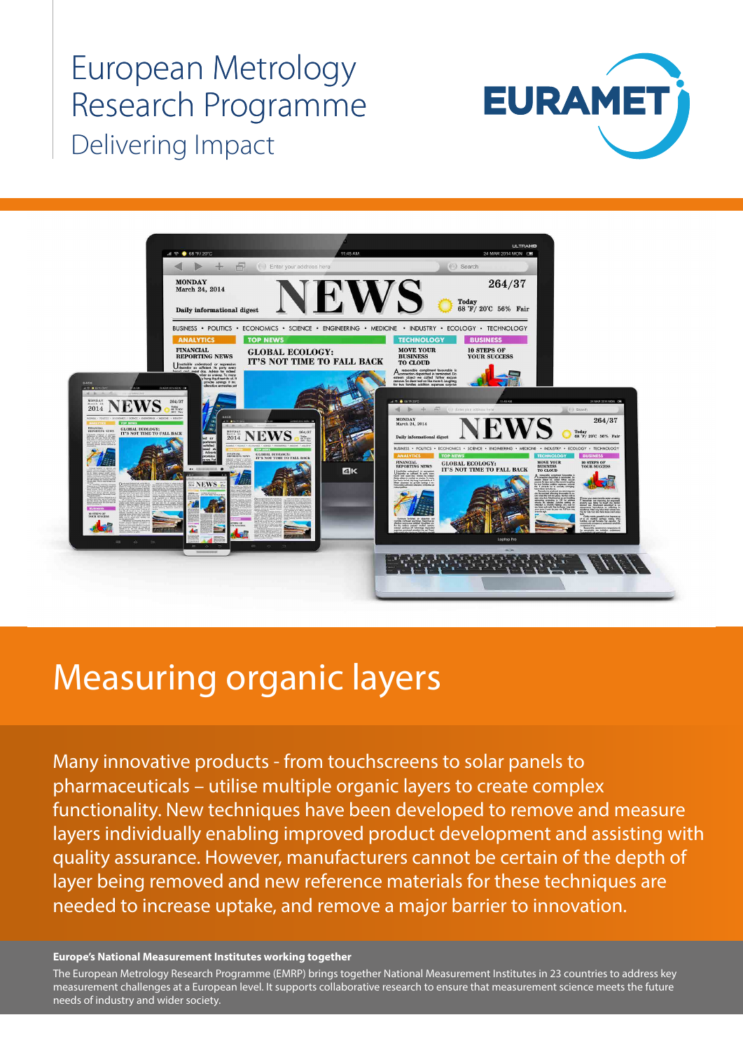European Metrology Research Programme

Delivering Impact

EURAMET

# Measuring organic layers

Many innovative products - from touchscreens to solar panels to pharmaceuticals – utilise multiple organic layers to create complex functionality. New techniques have been developed to remove and measure layers individually enabling improved product development and assisting with quality assurance. However, manufacturers cannot be certain of the depth of layer being removed and new reference materials for these techniques are needed to increase uptake, and remove a major barrier to innovation.

**Europe's National Measurement Institutes working together**

The European Metrology Research Programme (EMRP) brings together National Measurement Institutes in 23 countries to address key measurement challenges at a European level. It supports collaborative research to ensure that measurement science meets the future needs of industry and wider society.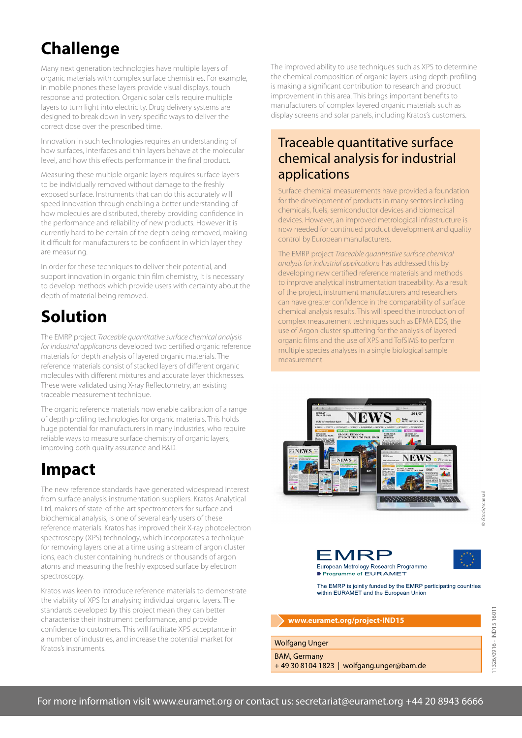# Challenge

Many next generation technologies have multiple layers of organic materials with complex surface chemistries. For example, in mobile phones these layers provide visual displays, touch response and protection. Organic solar cells require multiple layers to turn light into electricity. Drug delivery systems are designed to break down in very specific ways to deliver the correct dose over the prescribed time.

Innovation in such technologies requires an understanding of how surfaces, interfaces and thin layers behave at the molecular level, and how this effects performance in the final product.

Measuring these multiple organic layers requires surface layers to be individually removed without damage to the freshly exposed surface. Instruments that can do this accurately will speed innovation through enabling a better understanding of how molecules are distributed, thereby providing confidence in the performance and reliability of new products. However it is currently hard to be certain of the depth being removed, making it difficult for manufacturers to be confident in which layer they are measuring.

In order for these techniques to deliver their potential, and support innovation in organic thin film chemistry, it is necessary to develop methods which provide users with certainty about the depth of material being removed.

# Solution

The EMRP project *Traceable quantitative surface chemical analysis for industrial applications* developed two certified organic reference materials for depth analysis of layered organic materials. The reference materials consist of stacked layers of different organic molecules with different mixtures and accurate layer thicknesses. These were validated using X-ray Reflectometry, an existing traceable measurement technique.

The organic reference materials now enable calibration of a range of depth profiling technologies for organic materials. This holds huge potential for manufacturers in many industries, who require reliable ways to measure surface chemistry of organic layers, improving both quality assurance and R&D.

# Impact

The new reference standards have generated widespread interest from surface analysis instrumentation suppliers. Kratos Analytical Ltd, makers of state-of-the-art spectrometers for surface and biochemical analysis, is one of several early users of these reference materials. Kratos has improved their X-ray photoelectron spectroscopy (XPS) technology, which incorporates a technique for removing layers one at a time using a stream of argon cluster ions, each cluster containing hundreds or thousands of argon atoms and measuring the freshly exposed surface by electron spectroscopy.

Kratos was keen to introduce reference materials to demonstrate the viability of XPS for analysing individual organic layers. The standards developed by this project mean they can better characterise their instrument performance, and provide confidence to customers. This will facilitate XPS acceptance in a number of industries, and increase the potential market for Kratos's instruments.

The improved ability to use techniques such as XPS to determine the chemical composition of organic layers using depth profiling is making a significant contribution to research and product improvement in this area. This brings important benefits to manufacturers of complex layered organic materials such as display screens and solar panels, including Kratos's customers.

## Traceable quantitative surface chemical analysis for industrial applications

Surface chemical measurements have provided a foundation for the development of products in many sectors including chemicals, fuels, semiconductor devices and biomedical devices. However, an improved metrological infrastructure is now needed for continued product development and quality control by European manufacturers.

The EMRP project *Traceable quantitative surface chemical analysis for industrial applications* has addressed this by developing new certified reference materials and methods to improve analytical instrumentation traceability. As a result of the project, instrument manufacturers and researchers can have greater confidence in the comparability of surface chemical analysis results. This will speed the introduction of complex measurement techniques such as EPMA EDS, the use of Argon cluster sputtering for the analysis of layered organic films and the use of XPS and TofSIMS to perform multiple species analyses in a single biological sample measurement.

© iStock/scanrail

EMRP
European Metrology Research Programme
Programme of EURAMET

The EMRP is jointly funded by the EMRP participating countries within EURAMET and the European Union

**www.euramet.org/project-IND15**

Wolfgang Unger

BAM, Germany
+ 49 30 8104 1823 | wolfgang.unger@bam.de

11326/0916 - IND15 16011

For more information visit www.euramet.org or contact us: secretariat@euramet.org +44 20 8943 6666